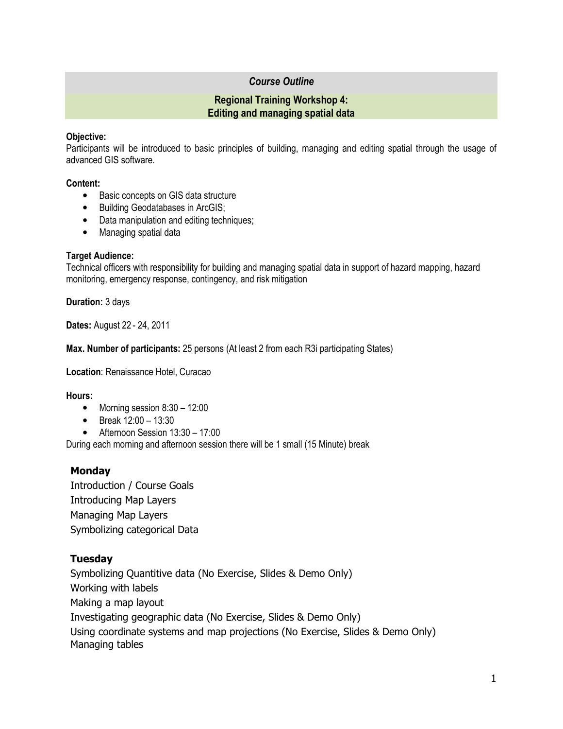*Course Outline*

## Regional Training Workshop 4: Editing and managing spatial data

**Objective:**
Participants will be introduced to basic principles of building, managing and editing spatial through the usage of advanced GIS software.

**Content:**

- Basic concepts on GIS data structure
- Building Geodatabases in ArcGIS;
- Data manipulation and editing techniques;
- Managing spatial data

**Target Audience:**
Technical officers with responsibility for building and managing spatial data in support of hazard mapping, hazard monitoring, emergency response, contingency, and risk mitigation

**Duration:** 3 days

**Dates:** August 22 - 24, 2011

**Max. Number of participants:** 25 persons (At least 2 from each R3i participating States)

**Location**: Renaissance Hotel, Curacao

**Hours:**

- Morning session 8:30 – 12:00
- Break 12:00 – 13:30
- Afternoon Session 13:30 – 17:00

During each morning and afternoon session there will be 1 small (15 Minute) break

### Monday

Introduction / Course Goals
Introducing Map Layers
Managing Map Layers
Symbolizing categorical Data

### Tuesday

Symbolizing Quantitive data (No Exercise, Slides & Demo Only)
Working with labels
Making a map layout
Investigating geographic data (No Exercise, Slides & Demo Only)
Using coordinate systems and map projections (No Exercise, Slides & Demo Only)
Managing tables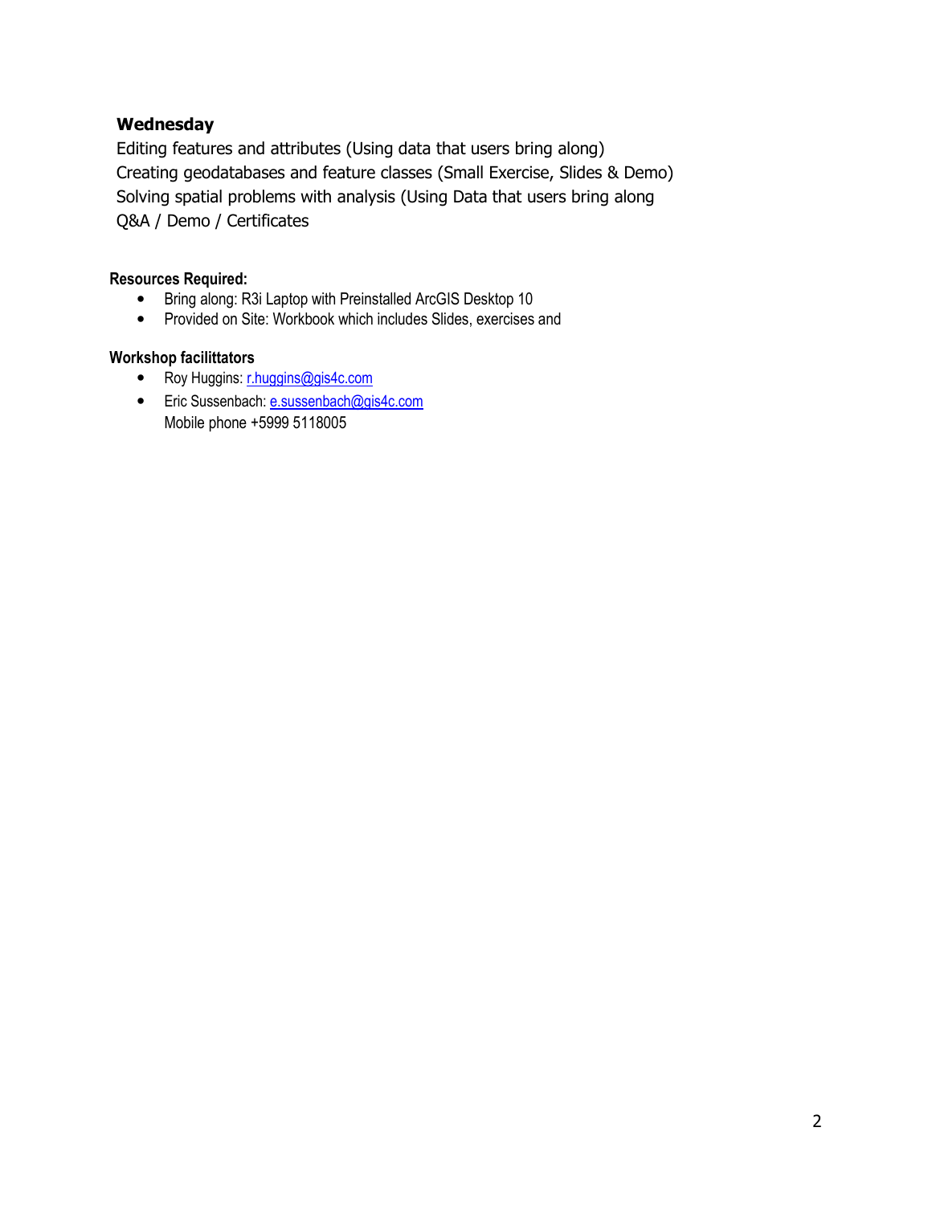**Wednesday**

Editing features and attributes (Using data that users bring along)
Creating geodatabases and feature classes (Small Exercise, Slides & Demo)
Solving spatial problems with analysis (Using Data that users bring along
Q&A / Demo / Certificates

**Resources Required:**

- Bring along: R3i Laptop with Preinstalled ArcGIS Desktop 10
- Provided on Site: Workbook which includes Slides, exercises and

**Workshop facilittators**

- Roy Huggins: r.huggins@gis4c.com
- Eric Sussenbach: e.sussenbach@gis4c.com
  Mobile phone +5999 5118005